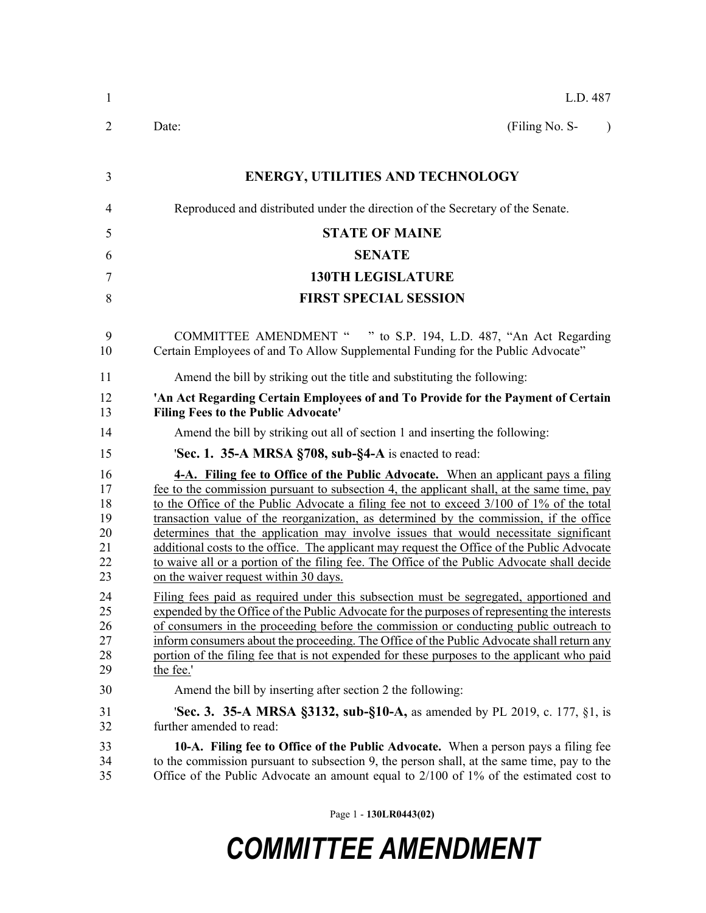L.D. 487

Date: (Filing No. S- )

**ENERGY, UTILITIES AND TECHNOLOGY**

Reproduced and distributed under the direction of the Secretary of the Senate.

**STATE OF MAINE**

**SENATE**

**130TH LEGISLATURE**

**FIRST SPECIAL SESSION**

COMMITTEE AMENDMENT " " to S.P. 194, L.D. 487, "An Act Regarding Certain Employees of and To Allow Supplemental Funding for the Public Advocate"

Amend the bill by striking out the title and substituting the following:

**'An Act Regarding Certain Employees of and To Provide for the Payment of Certain Filing Fees to the Public Advocate'**

Amend the bill by striking out all of section 1 and inserting the following:

'**Sec. 1. 35-A MRSA §708, sub-§4-A** is enacted to read:

**4-A. Filing fee to Office of the Public Advocate.** When an applicant pays a filing fee to the commission pursuant to subsection 4, the applicant shall, at the same time, pay to the Office of the Public Advocate a filing fee not to exceed 3/100 of 1% of the total transaction value of the reorganization, as determined by the commission, if the office determines that the application may involve issues that would necessitate significant additional costs to the office. The applicant may request the Office of the Public Advocate to waive all or a portion of the filing fee. The Office of the Public Advocate shall decide on the waiver request within 30 days.

Filing fees paid as required under this subsection must be segregated, apportioned and expended by the Office of the Public Advocate for the purposes of representing the interests of consumers in the proceeding before the commission or conducting public outreach to inform consumers about the proceeding. The Office of the Public Advocate shall return any portion of the filing fee that is not expended for these purposes to the applicant who paid the fee.'

Amend the bill by inserting after section 2 the following:

'**Sec. 3. 35-A MRSA §3132, sub-§10-A,** as amended by PL 2019, c. 177, §1, is further amended to read:

**10-A. Filing fee to Office of the Public Advocate.** When a person pays a filing fee to the commission pursuant to subsection 9, the person shall, at the same time, pay to the Office of the Public Advocate an amount equal to 2/100 of 1% of the estimated cost to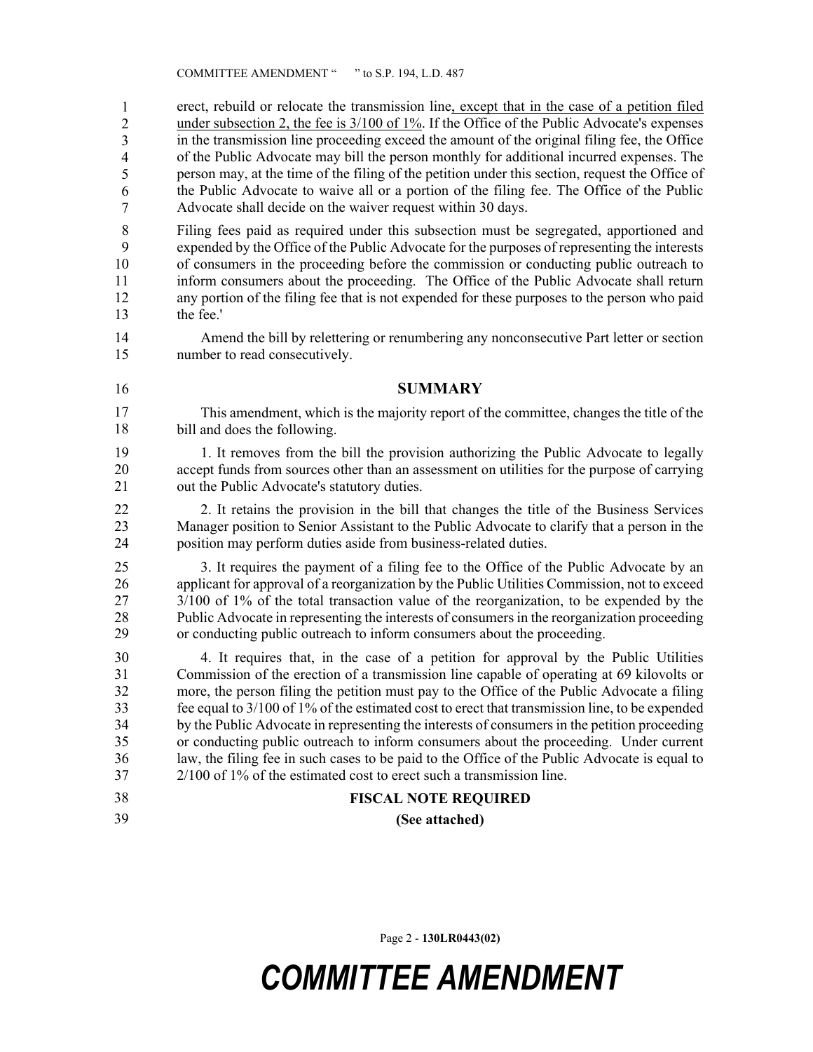erect, rebuild or relocate the transmission line, except that in the case of a petition filed under subsection 2, the fee is 3/100 of 1%. If the Office of the Public Advocate's expenses in the transmission line proceeding exceed the amount of the original filing fee, the Office of the Public Advocate may bill the person monthly for additional incurred expenses. The person may, at the time of the filing of the petition under this section, request the Office of the Public Advocate to waive all or a portion of the filing fee. The Office of the Public Advocate shall decide on the waiver request within 30 days.

Filing fees paid as required under this subsection must be segregated, apportioned and expended by the Office of the Public Advocate for the purposes of representing the interests of consumers in the proceeding before the commission or conducting public outreach to inform consumers about the proceeding. The Office of the Public Advocate shall return any portion of the filing fee that is not expended for these purposes to the person who paid the fee.'

Amend the bill by relettering or renumbering any nonconsecutive Part letter or section number to read consecutively.

## SUMMARY

This amendment, which is the majority report of the committee, changes the title of the bill and does the following.

1. It removes from the bill the provision authorizing the Public Advocate to legally accept funds from sources other than an assessment on utilities for the purpose of carrying out the Public Advocate's statutory duties.

2. It retains the provision in the bill that changes the title of the Business Services Manager position to Senior Assistant to the Public Advocate to clarify that a person in the position may perform duties aside from business-related duties.

3. It requires the payment of a filing fee to the Office of the Public Advocate by an applicant for approval of a reorganization by the Public Utilities Commission, not to exceed 3/100 of 1% of the total transaction value of the reorganization, to be expended by the Public Advocate in representing the interests of consumers in the reorganization proceeding or conducting public outreach to inform consumers about the proceeding.

4. It requires that, in the case of a petition for approval by the Public Utilities Commission of the erection of a transmission line capable of operating at 69 kilovolts or more, the person filing the petition must pay to the Office of the Public Advocate a filing fee equal to 3/100 of 1% of the estimated cost to erect that transmission line, to be expended by the Public Advocate in representing the interests of consumers in the petition proceeding or conducting public outreach to inform consumers about the proceeding. Under current law, the filing fee in such cases to be paid to the Office of the Public Advocate is equal to 2/100 of 1% of the estimated cost to erect such a transmission line.

**FISCAL NOTE REQUIRED**

**(See attached)**

# COMMITTEE AMENDMENT